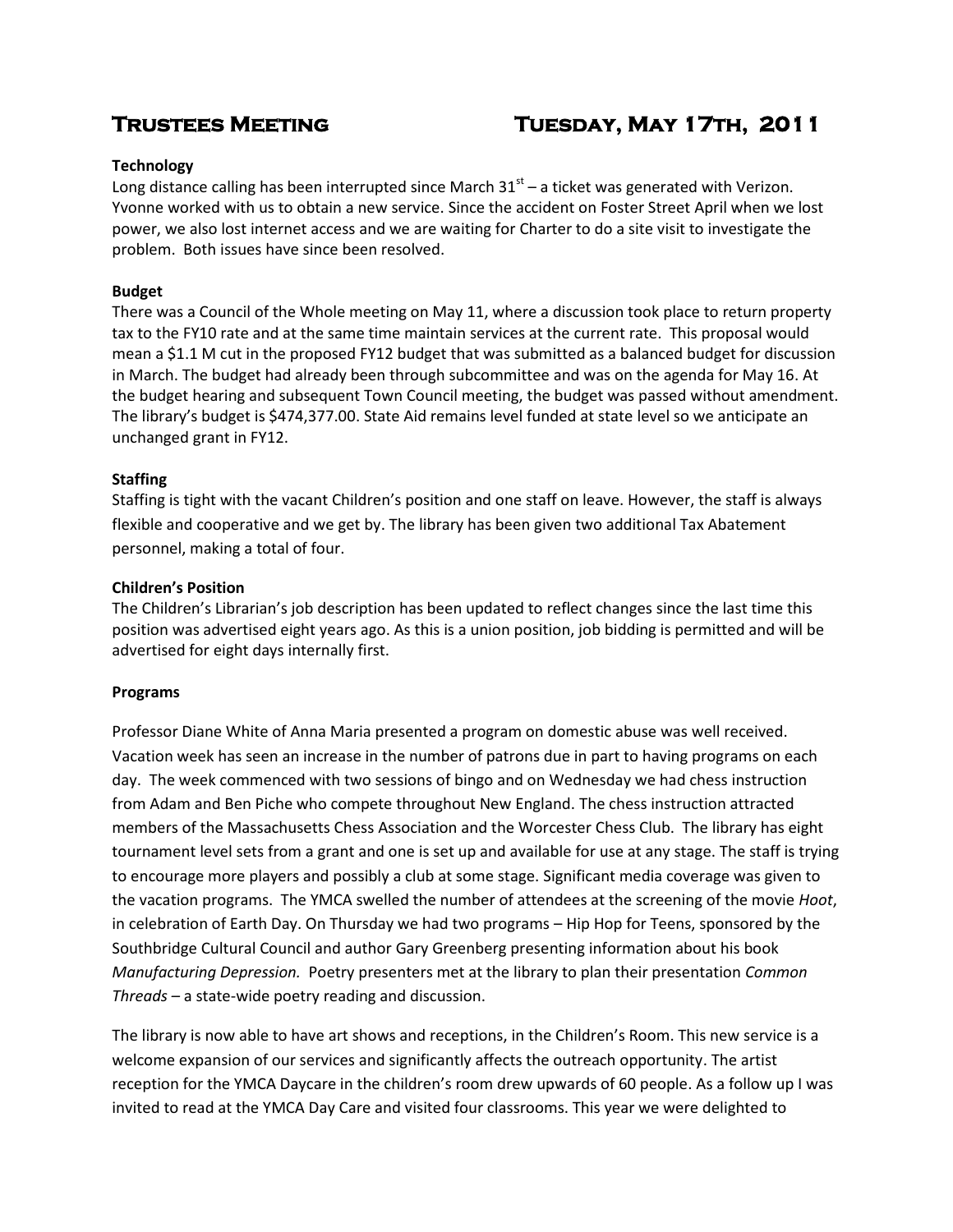# Trustees Meeting Tuesday, May 17th, 2011

**Technology**

Long distance calling has been interrupted since March 31st – a ticket was generated with Verizon. Yvonne worked with us to obtain a new service. Since the accident on Foster Street April when we lost power, we also lost internet access and we are waiting for Charter to do a site visit to investigate the problem. Both issues have since been resolved.

**Budget**

There was a Council of the Whole meeting on May 11, where a discussion took place to return property tax to the FY10 rate and at the same time maintain services at the current rate. This proposal would mean a $1.1 M cut in the proposed FY12 budget that was submitted as a balanced budget for discussion in March. The budget had already been through subcommittee and was on the agenda for May 16. At the budget hearing and subsequent Town Council meeting, the budget was passed without amendment. The library's budget is $474,377.00. State Aid remains level funded at state level so we anticipate an unchanged grant in FY12.

**Staffing**

Staffing is tight with the vacant Children's position and one staff on leave. However, the staff is always flexible and cooperative and we get by. The library has been given two additional Tax Abatement personnel, making a total of four.

**Children's Position**

The Children's Librarian's job description has been updated to reflect changes since the last time this position was advertised eight years ago. As this is a union position, job bidding is permitted and will be advertised for eight days internally first.

**Programs**

Professor Diane White of Anna Maria presented a program on domestic abuse was well received. Vacation week has seen an increase in the number of patrons due in part to having programs on each day. The week commenced with two sessions of bingo and on Wednesday we had chess instruction from Adam and Ben Piche who compete throughout New England. The chess instruction attracted members of the Massachusetts Chess Association and the Worcester Chess Club. The library has eight tournament level sets from a grant and one is set up and available for use at any stage. The staff is trying to encourage more players and possibly a club at some stage. Significant media coverage was given to the vacation programs. The YMCA swelled the number of attendees at the screening of the movie *Hoot*, in celebration of Earth Day. On Thursday we had two programs – Hip Hop for Teens, sponsored by the Southbridge Cultural Council and author Gary Greenberg presenting information about his book *Manufacturing Depression.* Poetry presenters met at the library to plan their presentation *Common Threads* – a state-wide poetry reading and discussion.

The library is now able to have art shows and receptions, in the Children's Room. This new service is a welcome expansion of our services and significantly affects the outreach opportunity. The artist reception for the YMCA Daycare in the children's room drew upwards of 60 people. As a follow up I was invited to read at the YMCA Day Care and visited four classrooms. This year we were delighted to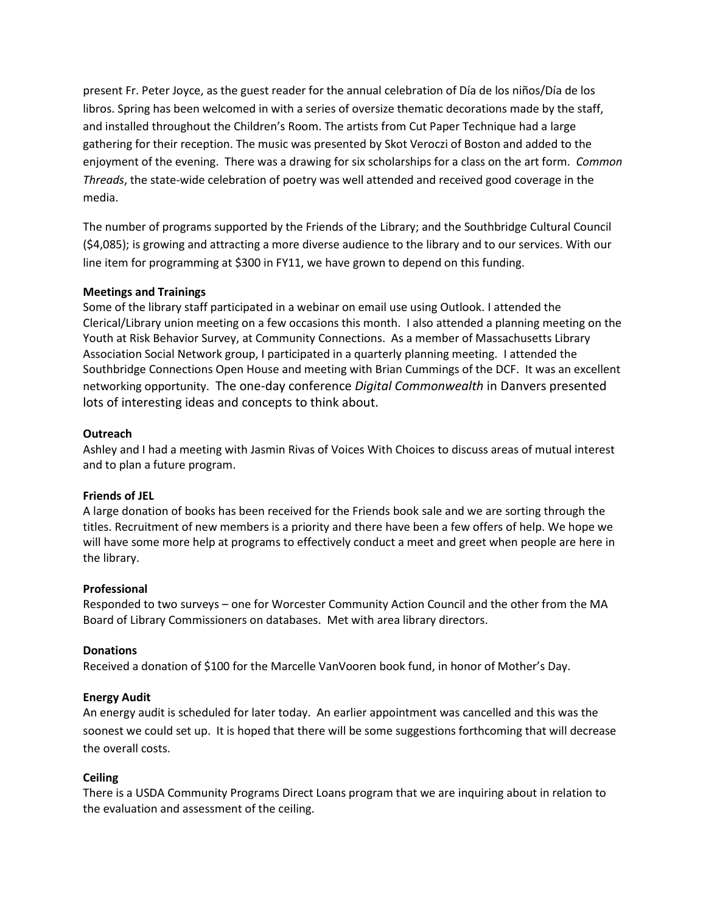present Fr. Peter Joyce, as the guest reader for the annual celebration of Día de los niños/Día de los libros. Spring has been welcomed in with a series of oversize thematic decorations made by the staff, and installed throughout the Children's Room. The artists from Cut Paper Technique had a large gathering for their reception. The music was presented by Skot Veroczi of Boston and added to the enjoyment of the evening. There was a drawing for six scholarships for a class on the art form. *Common Threads*, the state-wide celebration of poetry was well attended and received good coverage in the media.

The number of programs supported by the Friends of the Library; and the Southbridge Cultural Council ($4,085); is growing and attracting a more diverse audience to the library and to our services. With our line item for programming at $300 in FY11, we have grown to depend on this funding.

**Meetings and Trainings**

Some of the library staff participated in a webinar on email use using Outlook. I attended the Clerical/Library union meeting on a few occasions this month. I also attended a planning meeting on the Youth at Risk Behavior Survey, at Community Connections. As a member of Massachusetts Library Association Social Network group, I participated in a quarterly planning meeting. I attended the Southbridge Connections Open House and meeting with Brian Cummings of the DCF. It was an excellent networking opportunity. The one-day conference *Digital Commonwealth* in Danvers presented lots of interesting ideas and concepts to think about.

**Outreach**

Ashley and I had a meeting with Jasmin Rivas of Voices With Choices to discuss areas of mutual interest and to plan a future program.

**Friends of JEL**

A large donation of books has been received for the Friends book sale and we are sorting through the titles. Recruitment of new members is a priority and there have been a few offers of help. We hope we will have some more help at programs to effectively conduct a meet and greet when people are here in the library.

**Professional**

Responded to two surveys – one for Worcester Community Action Council and the other from the MA Board of Library Commissioners on databases. Met with area library directors.

**Donations**

Received a donation of $100 for the Marcelle VanVooren book fund, in honor of Mother's Day.

**Energy Audit**

An energy audit is scheduled for later today. An earlier appointment was cancelled and this was the soonest we could set up. It is hoped that there will be some suggestions forthcoming that will decrease the overall costs.

**Ceiling**

There is a USDA Community Programs Direct Loans program that we are inquiring about in relation to the evaluation and assessment of the ceiling.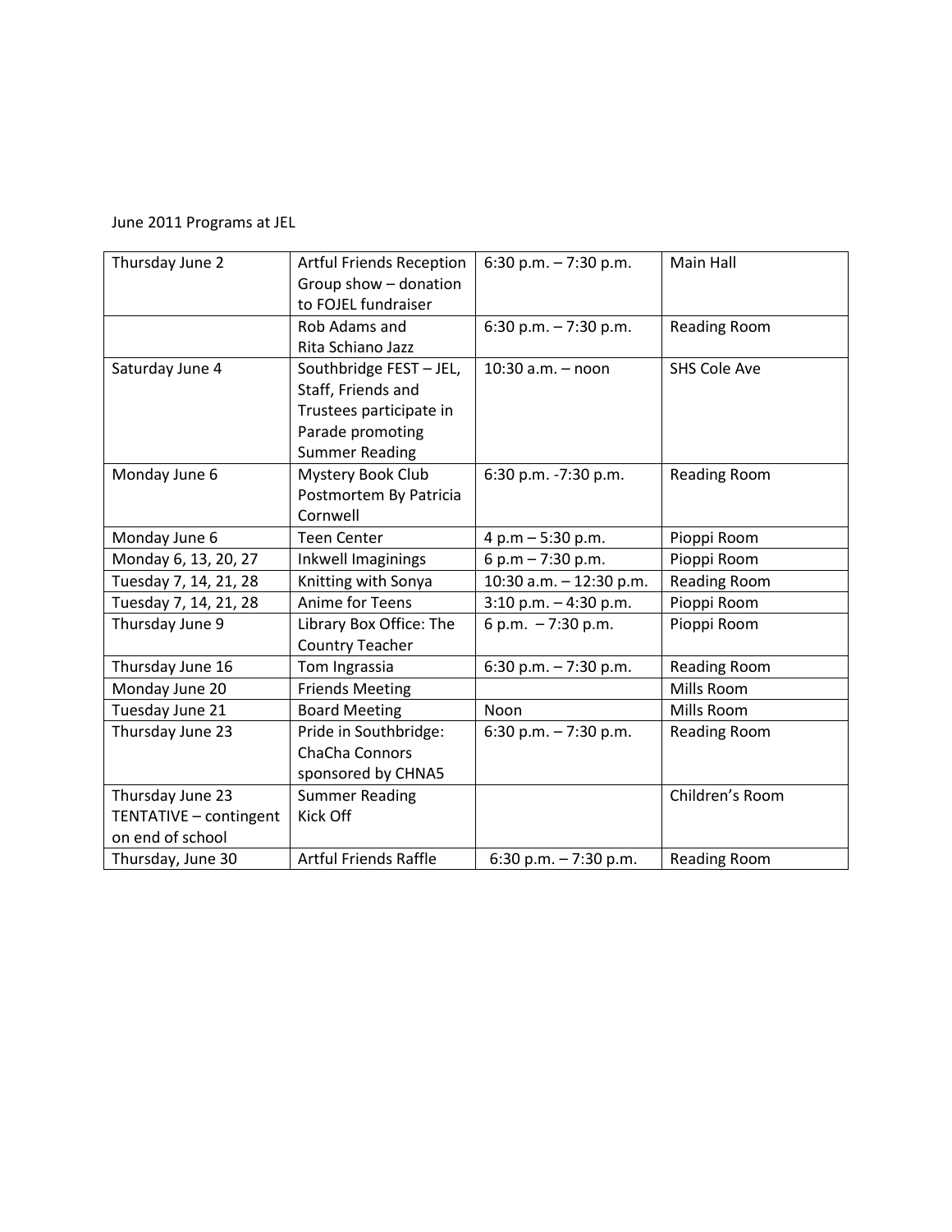June 2011 Programs at JEL

| | | | |
|---|---|---|---|
| Thursday June 2 | Artful Friends Reception Group show – donation to FOJEL fundraiser | 6:30 p.m. – 7:30 p.m. | Main Hall |
| | Rob Adams and Rita Schiano Jazz | 6:30 p.m. – 7:30 p.m. | Reading Room |
| Saturday June 4 | Southbridge FEST – JEL, Staff, Friends and Trustees participate in Parade promoting Summer Reading | 10:30 a.m. – noon | SHS Cole Ave |
| Monday June 6 | Mystery Book Club Postmortem By Patricia Cornwell | 6:30 p.m. -7:30 p.m. | Reading Room |
| Monday June 6 | Teen Center | 4 p.m – 5:30 p.m. | Pioppi Room |
| Monday 6, 13, 20, 27 | Inkwell Imaginings | 6 p.m – 7:30 p.m. | Pioppi Room |
| Tuesday 7, 14, 21, 28 | Knitting with Sonya | 10:30 a.m. – 12:30 p.m. | Reading Room |
| Tuesday 7, 14, 21, 28 | Anime for Teens | 3:10 p.m. – 4:30 p.m. | Pioppi Room |
| Thursday June 9 | Library Box Office: The Country Teacher | 6 p.m. – 7:30 p.m. | Pioppi Room |
| Thursday June 16 | Tom Ingrassia | 6:30 p.m. – 7:30 p.m. | Reading Room |
| Monday June 20 | Friends Meeting | | Mills Room |
| Tuesday June 21 | Board Meeting | Noon | Mills Room |
| Thursday June 23 | Pride in Southbridge: ChaCha Connors sponsored by CHNA5 | 6:30 p.m. – 7:30 p.m. | Reading Room |
| Thursday June 23 TENTATIVE – contingent on end of school | Summer Reading Kick Off | | Children's Room |
| Thursday, June 30 | Artful Friends Raffle | 6:30 p.m. – 7:30 p.m. | Reading Room |